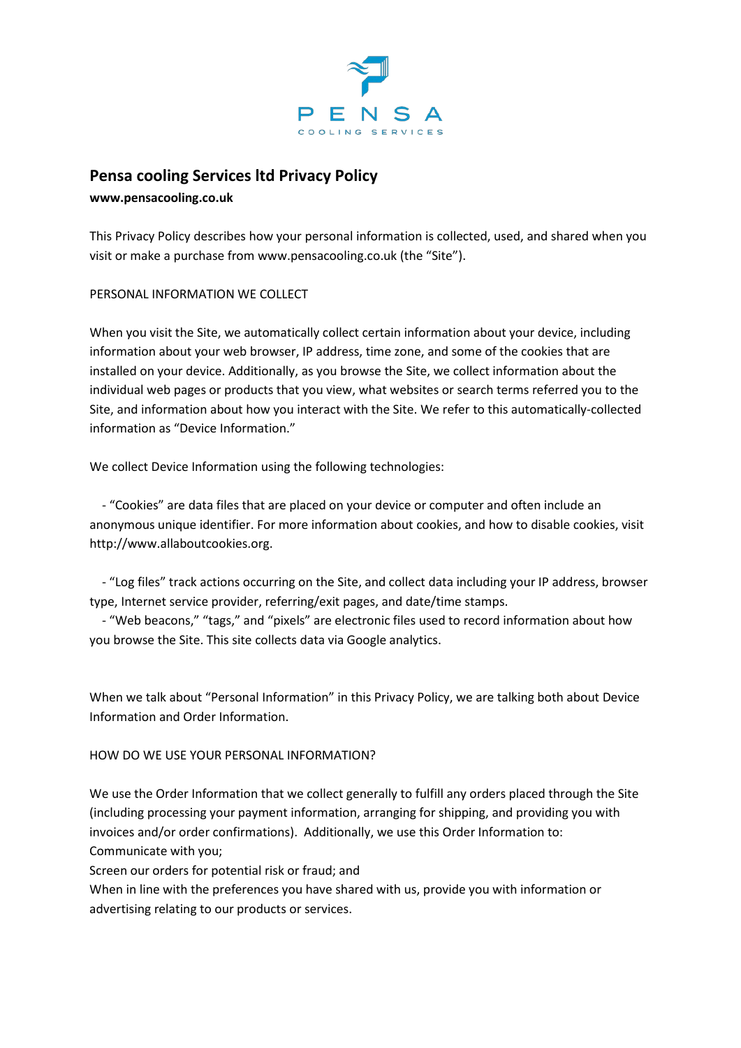PENSA
COOLING SERVICES

# Pensa cooling Services ltd Privacy Policy

**www.pensacooling.co.uk**

This Privacy Policy describes how your personal information is collected, used, and shared when you visit or make a purchase from www.pensacooling.co.uk (the "Site").

PERSONAL INFORMATION WE COLLECT

When you visit the Site, we automatically collect certain information about your device, including information about your web browser, IP address, time zone, and some of the cookies that are installed on your device. Additionally, as you browse the Site, we collect information about the individual web pages or products that you view, what websites or search terms referred you to the Site, and information about how you interact with the Site. We refer to this automatically-collected information as "Device Information."

We collect Device Information using the following technologies:

- "Cookies" are data files that are placed on your device or computer and often include an anonymous unique identifier. For more information about cookies, and how to disable cookies, visit http://www.allaboutcookies.org.

- "Log files" track actions occurring on the Site, and collect data including your IP address, browser type, Internet service provider, referring/exit pages, and date/time stamps.
- "Web beacons," "tags," and "pixels" are electronic files used to record information about how you browse the Site. This site collects data via Google analytics.

When we talk about "Personal Information" in this Privacy Policy, we are talking both about Device Information and Order Information.

HOW DO WE USE YOUR PERSONAL INFORMATION?

We use the Order Information that we collect generally to fulfill any orders placed through the Site (including processing your payment information, arranging for shipping, and providing you with invoices and/or order confirmations). Additionally, we use this Order Information to:
Communicate with you;
Screen our orders for potential risk or fraud; and
When in line with the preferences you have shared with us, provide you with information or advertising relating to our products or services.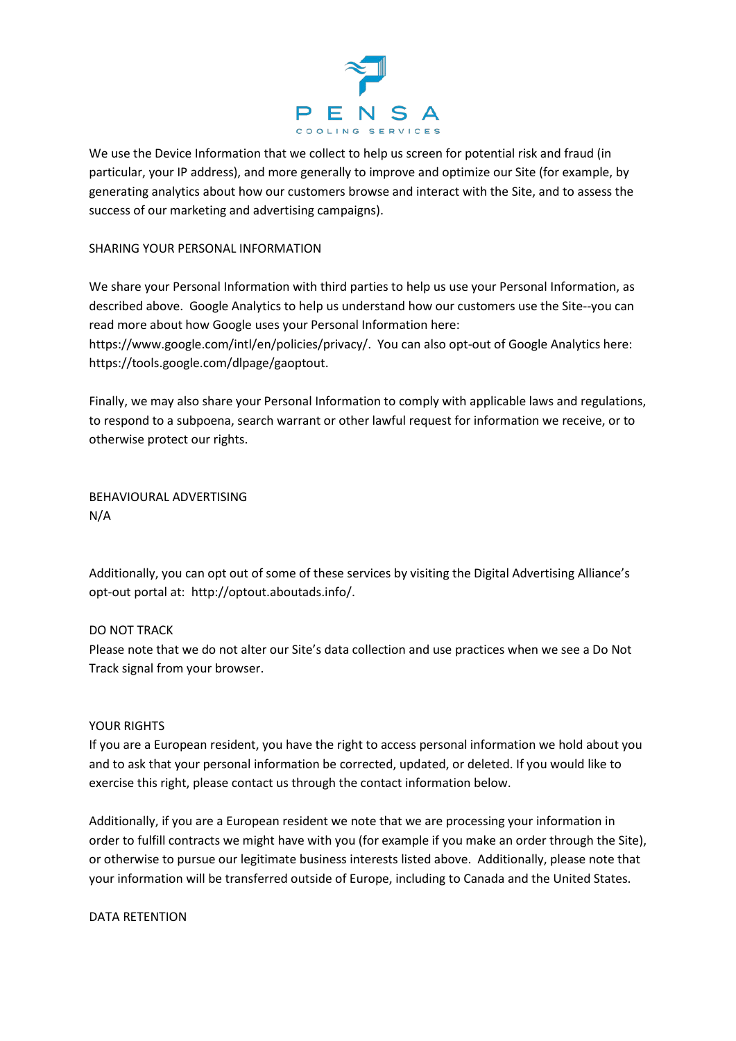We use the Device Information that we collect to help us screen for potential risk and fraud (in particular, your IP address), and more generally to improve and optimize our Site (for example, by generating analytics about how our customers browse and interact with the Site, and to assess the success of our marketing and advertising campaigns).

## SHARING YOUR PERSONAL INFORMATION

We share your Personal Information with third parties to help us use your Personal Information, as described above. Google Analytics to help us understand how our customers use the Site--you can read more about how Google uses your Personal Information here: https://www.google.com/intl/en/policies/privacy/. You can also opt-out of Google Analytics here: https://tools.google.com/dlpage/gaoptout.

Finally, we may also share your Personal Information to comply with applicable laws and regulations, to respond to a subpoena, search warrant or other lawful request for information we receive, or to otherwise protect our rights.

## BEHAVIOURAL ADVERTISING

N/A

Additionally, you can opt out of some of these services by visiting the Digital Advertising Alliance's opt-out portal at: http://optout.aboutads.info/.

## DO NOT TRACK

Please note that we do not alter our Site's data collection and use practices when we see a Do Not Track signal from your browser.

## YOUR RIGHTS

If you are a European resident, you have the right to access personal information we hold about you and to ask that your personal information be corrected, updated, or deleted. If you would like to exercise this right, please contact us through the contact information below.

Additionally, if you are a European resident we note that we are processing your information in order to fulfill contracts we might have with you (for example if you make an order through the Site), or otherwise to pursue our legitimate business interests listed above. Additionally, please note that your information will be transferred outside of Europe, including to Canada and the United States.

## DATA RETENTION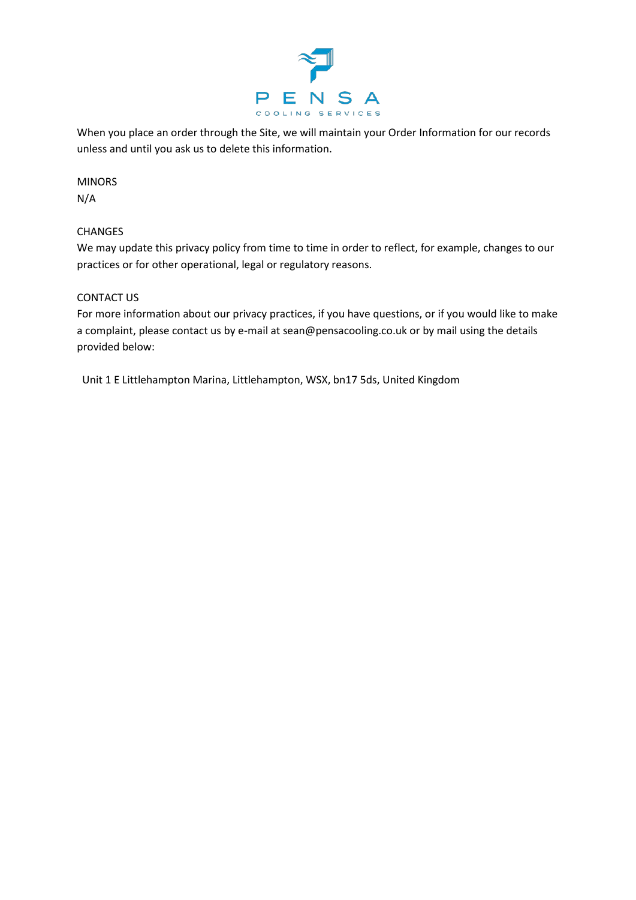When you place an order through the Site, we will maintain your Order Information for our records unless and until you ask us to delete this information.

MINORS

N/A

CHANGES

We may update this privacy policy from time to time in order to reflect, for example, changes to our practices or for other operational, legal or regulatory reasons.

CONTACT US

For more information about our privacy practices, if you have questions, or if you would like to make a complaint, please contact us by e-mail at sean@pensacooling.co.uk or by mail using the details provided below:

Unit 1 E Littlehampton Marina, Littlehampton, WSX, bn17 5ds, United Kingdom